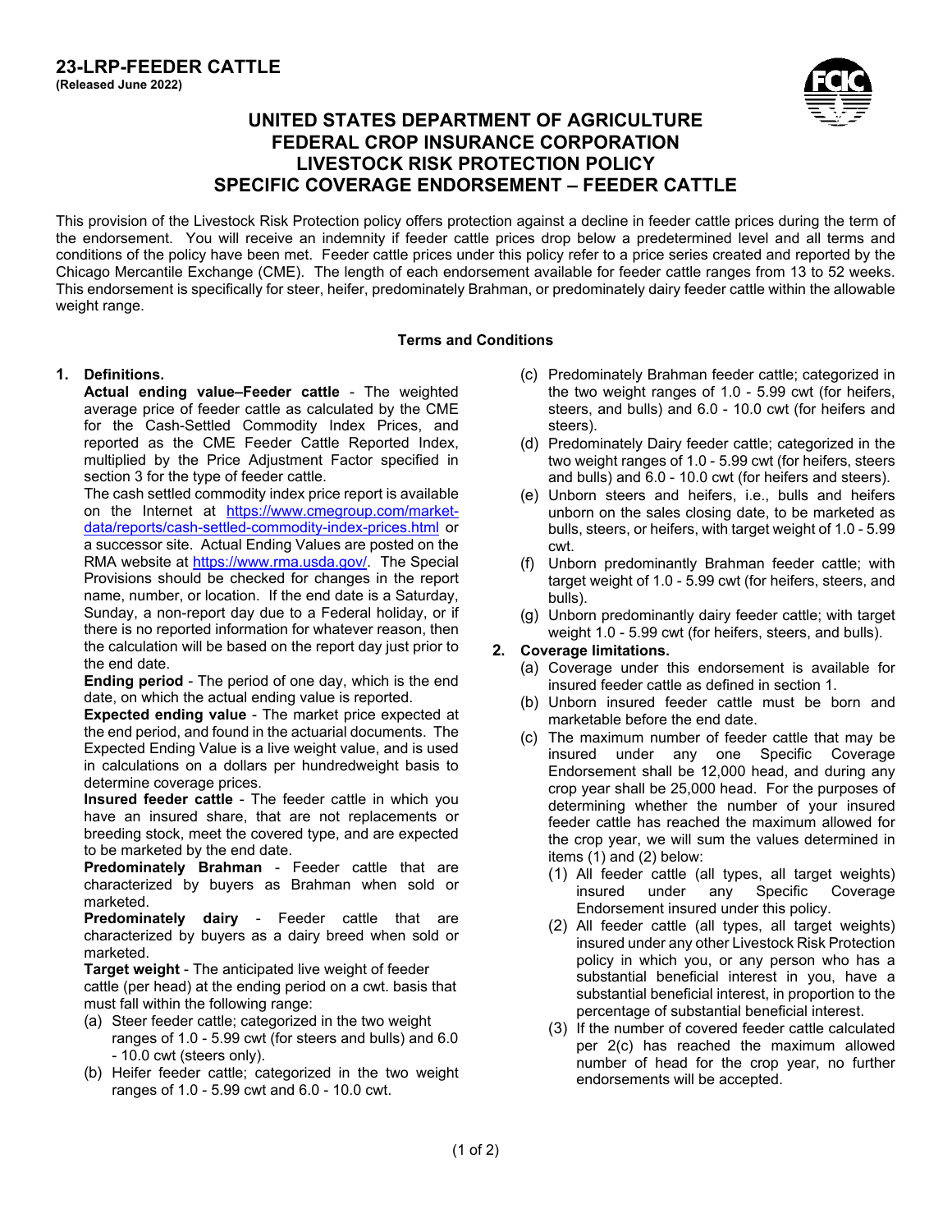**23-LRP-FEEDER CATTLE**
**(Released June 2022)**

# UNITED STATES DEPARTMENT OF AGRICULTURE
# FEDERAL CROP INSURANCE CORPORATION
# LIVESTOCK RISK PROTECTION POLICY
# SPECIFIC COVERAGE ENDORSEMENT – FEEDER CATTLE

This provision of the Livestock Risk Protection policy offers protection against a decline in feeder cattle prices during the term of the endorsement. You will receive an indemnity if feeder cattle prices drop below a predetermined level and all terms and conditions of the policy have been met. Feeder cattle prices under this policy refer to a price series created and reported by the Chicago Mercantile Exchange (CME). The length of each endorsement available for feeder cattle ranges from 13 to 52 weeks. This endorsement is specifically for steer, heifer, predominately Brahman, or predominately dairy feeder cattle within the allowable weight range.

## Terms and Conditions

**1. Definitions.**

**Actual ending value–Feeder cattle** - The weighted average price of feeder cattle as calculated by the CME for the Cash-Settled Commodity Index Prices, and reported as the CME Feeder Cattle Reported Index, multiplied by the Price Adjustment Factor specified in section 3 for the type of feeder cattle.

The cash settled commodity index price report is available on the Internet at https://www.cmegroup.com/market-data/reports/cash-settled-commodity-index-prices.html or a successor site. Actual Ending Values are posted on the RMA website at https://www.rma.usda.gov/. The Special Provisions should be checked for changes in the report name, number, or location. If the end date is a Saturday, Sunday, a non-report day due to a Federal holiday, or if there is no reported information for whatever reason, then the calculation will be based on the report day just prior to the end date.

**Ending period** - The period of one day, which is the end date, on which the actual ending value is reported.

**Expected ending value** - The market price expected at the end period, and found in the actuarial documents. The Expected Ending Value is a live weight value, and is used in calculations on a dollars per hundredweight basis to determine coverage prices.

**Insured feeder cattle** - The feeder cattle in which you have an insured share, that are not replacements or breeding stock, meet the covered type, and are expected to be marketed by the end date.

**Predominately Brahman** - Feeder cattle that are characterized by buyers as Brahman when sold or marketed.

**Predominately dairy** - Feeder cattle that are characterized by buyers as a dairy breed when sold or marketed.

**Target weight** - The anticipated live weight of feeder cattle (per head) at the ending period on a cwt. basis that must fall within the following range:

- (a) Steer feeder cattle; categorized in the two weight ranges of 1.0 - 5.99 cwt (for steers and bulls) and 6.0 - 10.0 cwt (steers only).
- (b) Heifer feeder cattle; categorized in the two weight ranges of 1.0 - 5.99 cwt and 6.0 - 10.0 cwt.
- (c) Predominately Brahman feeder cattle; categorized in the two weight ranges of 1.0 - 5.99 cwt (for heifers, steers, and bulls) and 6.0 - 10.0 cwt (for heifers and steers).
- (d) Predominately Dairy feeder cattle; categorized in the two weight ranges of 1.0 - 5.99 cwt (for heifers, steers and bulls) and 6.0 - 10.0 cwt (for heifers and steers).
- (e) Unborn steers and heifers, i.e., bulls and heifers unborn on the sales closing date, to be marketed as bulls, steers, or heifers, with target weight of 1.0 - 5.99 cwt.
- (f) Unborn predominantly Brahman feeder cattle; with target weight of 1.0 - 5.99 cwt (for heifers, steers, and bulls).
- (g) Unborn predominantly dairy feeder cattle; with target weight 1.0 - 5.99 cwt (for heifers, steers, and bulls).

**2. Coverage limitations.**

- (a) Coverage under this endorsement is available for insured feeder cattle as defined in section 1.
- (b) Unborn insured feeder cattle must be born and marketable before the end date.
- (c) The maximum number of feeder cattle that may be insured under any one Specific Coverage Endorsement shall be 12,000 head, and during any crop year shall be 25,000 head. For the purposes of determining whether the number of your insured feeder cattle has reached the maximum allowed for the crop year, we will sum the values determined in items (1) and (2) below:
  - (1) All feeder cattle (all types, all target weights) insured under any Specific Coverage Endorsement insured under this policy.
  - (2) All feeder cattle (all types, all target weights) insured under any other Livestock Risk Protection policy in which you, or any person who has a substantial beneficial interest in you, have a substantial beneficial interest, in proportion to the percentage of substantial beneficial interest.
  - (3) If the number of covered feeder cattle calculated per 2(c) has reached the maximum allowed number of head for the crop year, no further endorsements will be accepted.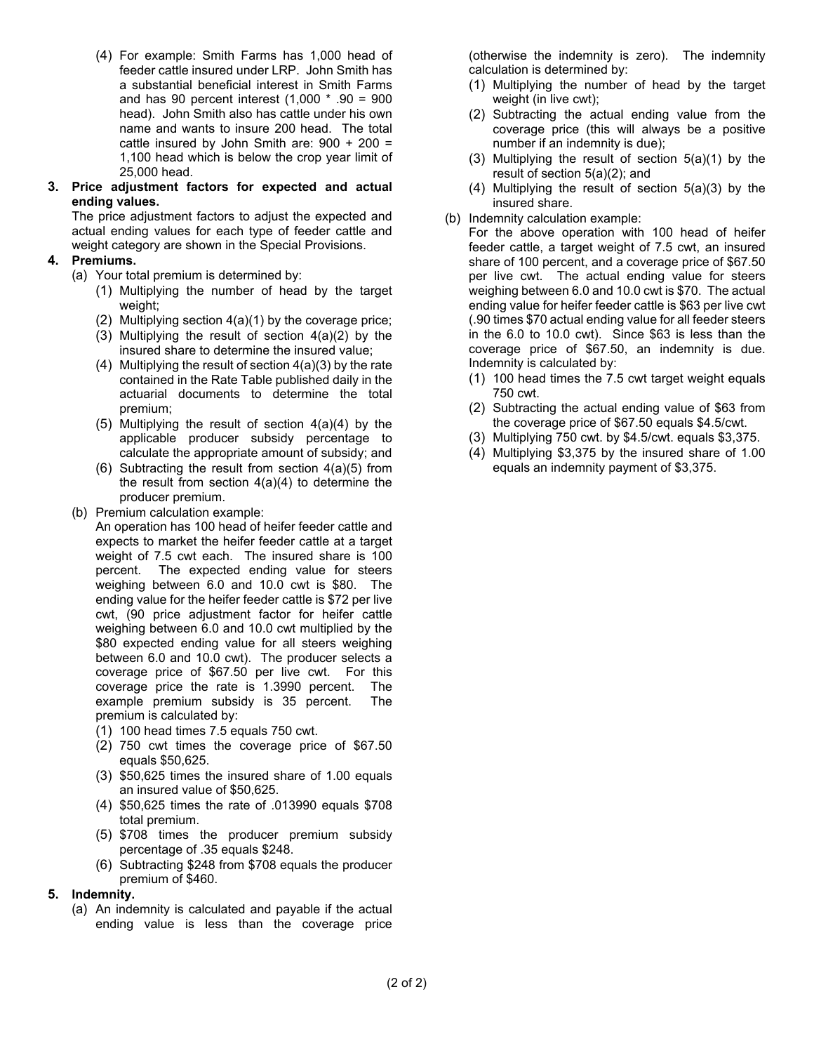(4) For example: Smith Farms has 1,000 head of feeder cattle insured under LRP. John Smith has a substantial beneficial interest in Smith Farms and has 90 percent interest (1,000 * .90 = 900 head). John Smith also has cattle under his own name and wants to insure 200 head. The total cattle insured by John Smith are: 900 + 200 = 1,100 head which is below the crop year limit of 25,000 head.

**3. Price adjustment factors for expected and actual ending values.**

The price adjustment factors to adjust the expected and actual ending values for each type of feeder cattle and weight category are shown in the Special Provisions.

**4. Premiums.**

(a) Your total premium is determined by:

(1) Multiplying the number of head by the target weight;

(2) Multiplying section 4(a)(1) by the coverage price;

(3) Multiplying the result of section 4(a)(2) by the insured share to determine the insured value;

(4) Multiplying the result of section 4(a)(3) by the rate contained in the Rate Table published daily in the actuarial documents to determine the total premium;

(5) Multiplying the result of section 4(a)(4) by the applicable producer subsidy percentage to calculate the appropriate amount of subsidy; and

(6) Subtracting the result from section 4(a)(5) from the result from section 4(a)(4) to determine the producer premium.

(b) Premium calculation example:

An operation has 100 head of heifer feeder cattle and expects to market the heifer feeder cattle at a target weight of 7.5 cwt each. The insured share is 100 percent. The expected ending value for steers weighing between 6.0 and 10.0 cwt is $80. The ending value for the heifer feeder cattle is $72 per live cwt, (90 price adjustment factor for heifer cattle weighing between 6.0 and 10.0 cwt multiplied by the $80 expected ending value for all steers weighing between 6.0 and 10.0 cwt). The producer selects a coverage price of $67.50 per live cwt. For this coverage price the rate is 1.3990 percent. The example premium subsidy is 35 percent. The premium is calculated by:

(1) 100 head times 7.5 equals 750 cwt.

(2) 750 cwt times the coverage price of $67.50 equals $50,625.

(3) $50,625 times the insured share of 1.00 equals an insured value of $50,625.

(4) $50,625 times the rate of .013990 equals $708 total premium.

(5) $708 times the producer premium subsidy percentage of .35 equals $248.

(6) Subtracting $248 from $708 equals the producer premium of $460.

**5. Indemnity.**

(a) An indemnity is calculated and payable if the actual ending value is less than the coverage price (otherwise the indemnity is zero). The indemnity calculation is determined by:

(1) Multiplying the number of head by the target weight (in live cwt);

(2) Subtracting the actual ending value from the coverage price (this will always be a positive number if an indemnity is due);

(3) Multiplying the result of section 5(a)(1) by the result of section 5(a)(2); and

(4) Multiplying the result of section 5(a)(3) by the insured share.

(b) Indemnity calculation example:

For the above operation with 100 head of heifer feeder cattle, a target weight of 7.5 cwt, an insured share of 100 percent, and a coverage price of $67.50 per live cwt. The actual ending value for steers weighing between 6.0 and 10.0 cwt is $70. The actual ending value for heifer feeder cattle is $63 per live cwt (.90 times $70 actual ending value for all feeder steers in the 6.0 to 10.0 cwt). Since $63 is less than the coverage price of $67.50, an indemnity is due. Indemnity is calculated by:

(1) 100 head times the 7.5 cwt target weight equals 750 cwt.

(2) Subtracting the actual ending value of $63 from the coverage price of $67.50 equals $4.5/cwt.

(3) Multiplying 750 cwt. by $4.5/cwt. equals $3,375.

(4) Multiplying $3,375 by the insured share of 1.00 equals an indemnity payment of $3,375.